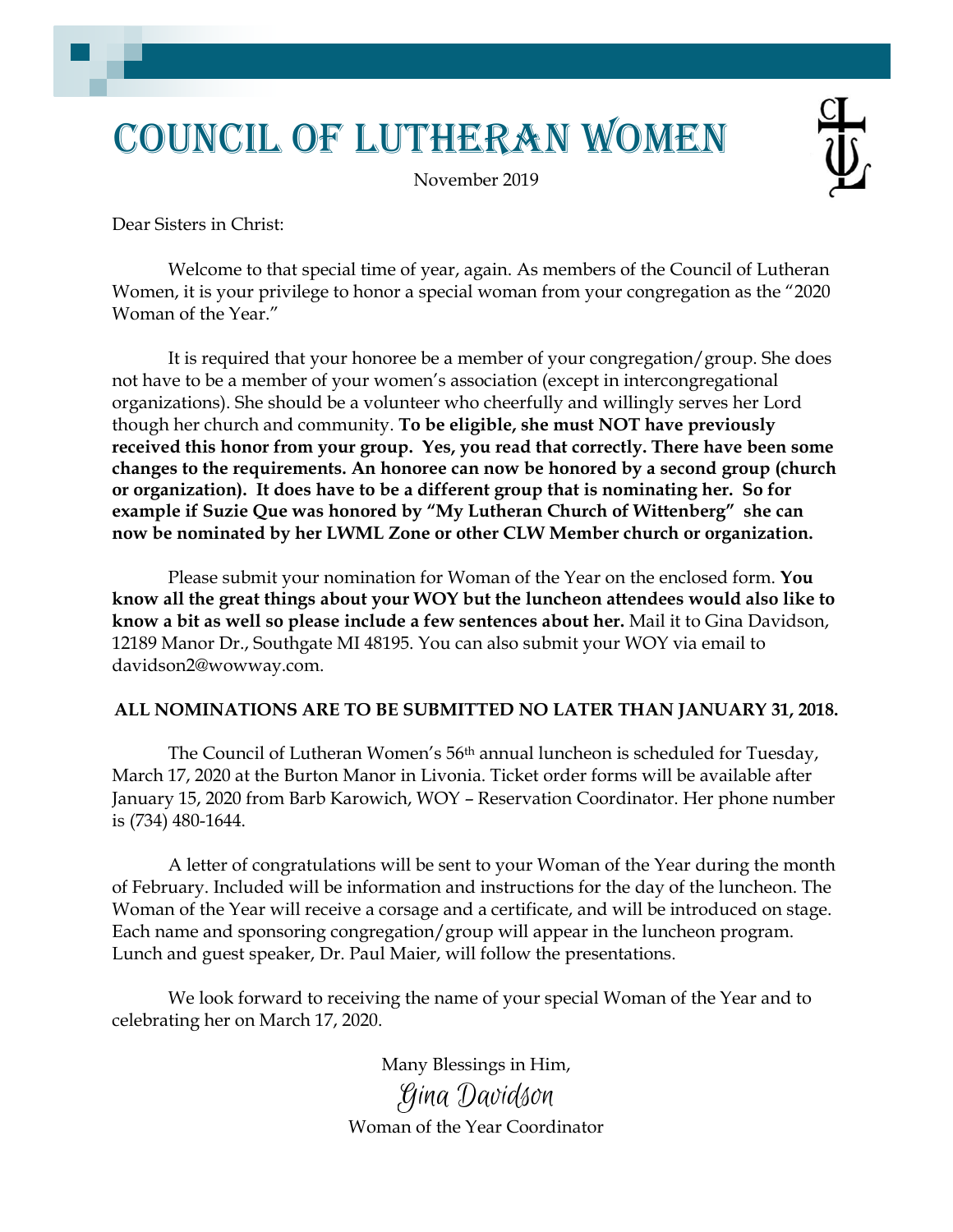# Council of Lutheran Women

November 2019

Dear Sisters in Christ:

Welcome to that special time of year, again. As members of the Council of Lutheran Women, it is your privilege to honor a special woman from your congregation as the "2020 Woman of the Year."

It is required that your honoree be a member of your congregation/group. She does not have to be a member of your women's association (except in intercongregational organizations). She should be a volunteer who cheerfully and willingly serves her Lord though her church and community. **To be eligible, she must NOT have previously received this honor from your group. Yes, you read that correctly. There have been some changes to the requirements. An honoree can now be honored by a second group (church or organization). It does have to be a different group that is nominating her. So for example if Suzie Que was honored by "My Lutheran Church of Wittenberg" she can now be nominated by her LWML Zone or other CLW Member church or organization.**

Please submit your nomination for Woman of the Year on the enclosed form. **You know all the great things about your WOY but the luncheon attendees would also like to know a bit as well so please include a few sentences about her.** Mail it to Gina Davidson, 12189 Manor Dr., Southgate MI 48195. You can also submit your WOY via email to davidson2@wowway.com.

**ALL NOMINATIONS ARE TO BE SUBMITTED NO LATER THAN JANUARY 31, 2018.**

The Council of Lutheran Women's 56th annual luncheon is scheduled for Tuesday, March 17, 2020 at the Burton Manor in Livonia. Ticket order forms will be available after January 15, 2020 from Barb Karowich, WOY – Reservation Coordinator. Her phone number is (734) 480-1644.

A letter of congratulations will be sent to your Woman of the Year during the month of February. Included will be information and instructions for the day of the luncheon. The Woman of the Year will receive a corsage and a certificate, and will be introduced on stage. Each name and sponsoring congregation/group will appear in the luncheon program. Lunch and guest speaker, Dr. Paul Maier, will follow the presentations.

We look forward to receiving the name of your special Woman of the Year and to celebrating her on March 17, 2020.

Many Blessings in Him,

*Gina Davidson*

Woman of the Year Coordinator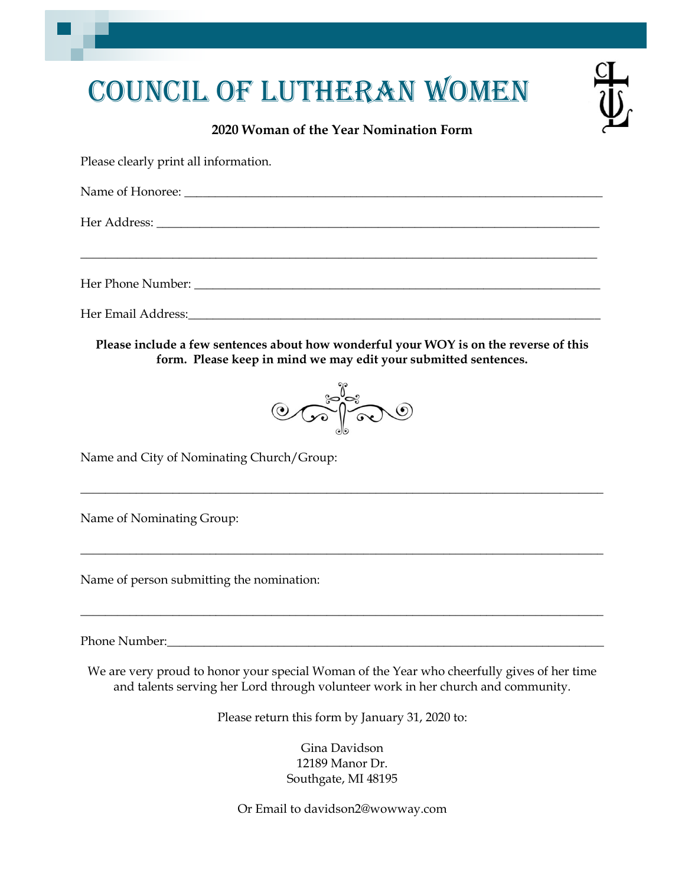# COUNCIL OF LUTHERAN WOMEN

**2020 Woman of the Year Nomination Form**

Please clearly print all information.

Name of Honoree: ___________________________________________________________________

Her Address: _______________________________________________________________________

____________________________________________________________________________________

Her Phone Number: __________________________________________________________________

Her Email Address:__________________________________________________________________

**Please include a few sentences about how wonderful your WOY is on the reverse of this form. Please keep in mind we may edit your submitted sentences.**

Name and City of Nominating Church/Group:

____________________________________________________________________________________

Name of Nominating Group:

____________________________________________________________________________________

Name of person submitting the nomination:

____________________________________________________________________________________

Phone Number:_______________________________________________________________________

We are very proud to honor your special Woman of the Year who cheerfully gives of her time and talents serving her Lord through volunteer work in her church and community.

Please return this form by January 31, 2020 to:

Gina Davidson
12189 Manor Dr.
Southgate, MI 48195

Or Email to davidson2@wowway.com